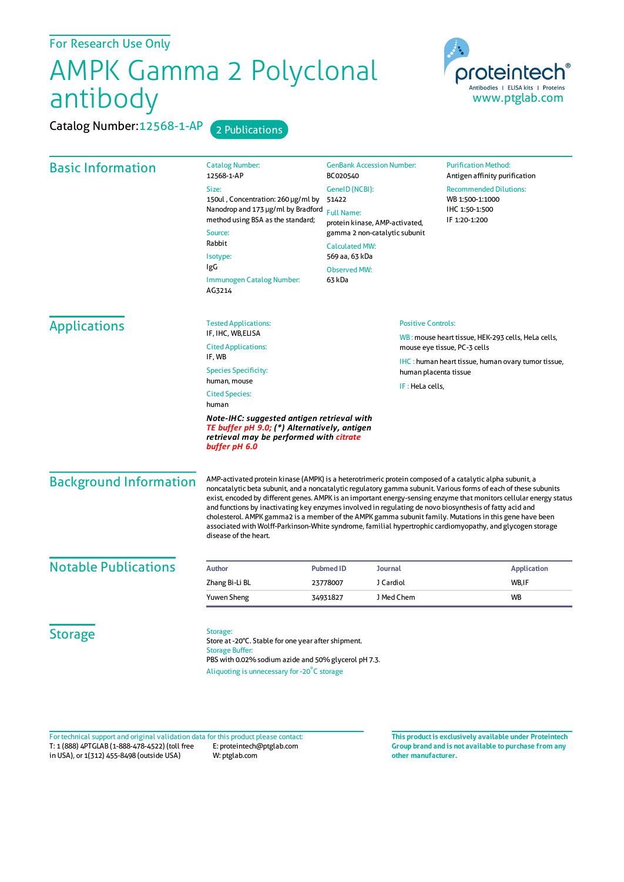For Research Use Only

# AMPK Gamma 2 Polyclonal antibody

Catalog Number: 12568-1-AP

2 Publications

proteintech®
Antibodies | ELISA kits | Proteins
www.ptglab.com

## Basic Information

**Catalog Number:**
12568-1-AP

**Size:**
150ul , Concentration: 260 μg/ml by Nanodrop and 173 μg/ml by Bradford method using BSA as the standard;

**Source:**
Rabbit

**Isotype:**
IgG

**Immunogen Catalog Number:**
AG3214

**GenBank Accession Number:**
BC020540

**GeneID (NCBI):**
51422

**Full Name:**
protein kinase, AMP-activated, gamma 2 non-catalytic subunit

**Calculated MW:**
569 aa, 63 kDa

**Observed MW:**
63 kDa

**Purification Method:**
Antigen affinity purification

**Recommended Dilutions:**
WB 1:500-1:1000
IHC 1:50-1:500
IF 1:20-1:200

## Applications

**Tested Applications:**
IF, IHC, WB,ELISA

**Cited Applications:**
IF, WB

**Species Specificity:**
human, mouse

**Cited Species:**
human

***Note-IHC: suggested antigen retrieval with TE buffer pH 9.0; (\*) Alternatively, antigen retrieval may be performed with citrate buffer pH 6.0***

**Positive Controls:**

WB : mouse heart tissue, HEK-293 cells, HeLa cells, mouse eye tissue, PC-3 cells

IHC : human heart tissue, human ovary tumor tissue, human placenta tissue

IF : HeLa cells,

## Background Information

AMP-activated protein kinase (AMPK) is a heterotrimeric protein composed of a catalytic alpha subunit, a noncatalytic beta subunit, and a noncatalytic regulatory gamma subunit. Various forms of each of these subunits exist, encoded by different genes. AMPK is an important energy-sensing enzyme that monitors cellular energy status and functions by inactivating key enzymes involved in regulating de novo biosynthesis of fatty acid and cholesterol. AMPK gamma2 is a member of the AMPK gamma subunit family. Mutations in this gene have been associated with Wolff-Parkinson-White syndrome, familial hypertrophic cardiomyopathy, and glycogen storage disease of the heart.

## Notable Publications

| Author | Pubmed ID | Journal | Application |
|---|---|---|---|
| Zhang Bi-Li BL | 23778007 | J Cardiol | WB,IF |
| Yuwen Sheng | 34931827 | J Med Chem | WB |

## Storage

**Storage:**
Store at -20°C. Stable for one year after shipment.

**Storage Buffer:**
PBS with 0.02% sodium azide and 50% glycerol pH 7.3.

Aliquoting is unnecessary for -20°C storage

For technical support and original validation data for this product please contact:
T: 1 (888) 4PTGLAB (1-888-478-4522) (toll free in USA), or 1(312) 455-8498 (outside USA)
E: proteintech@ptglab.com
W: ptglab.com

**This product is exclusively available under Proteintech Group brand and is not available to purchase from any other manufacturer.**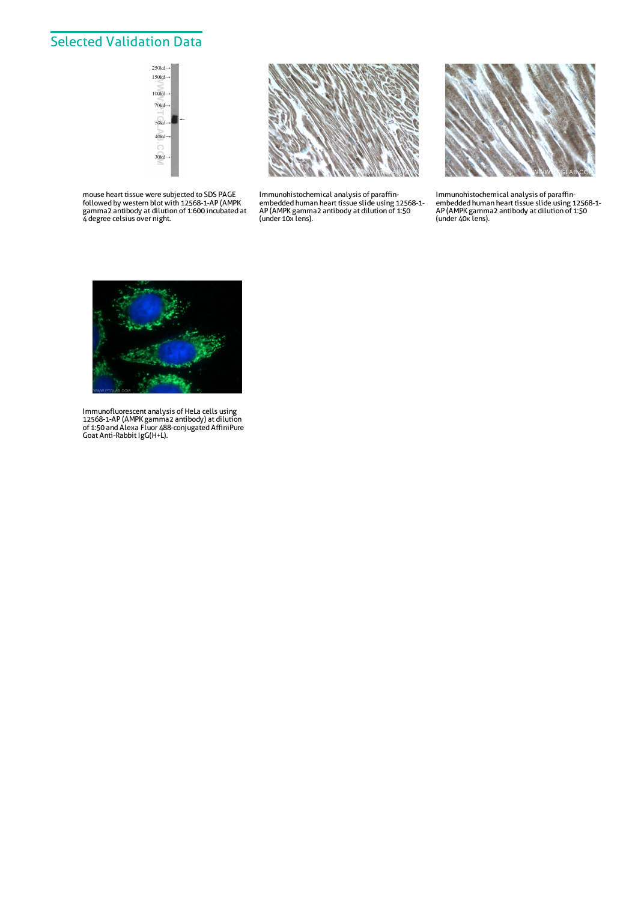## Selected Validation Data

250kd→
150kd→
100kd→
70kd→
50kd→
40kd→
30kd→

mouse heart tissue were subjected to SDS PAGE followed by western blot with 12568-1-AP (AMPK gamma2 antibody at dilution of 1:600 incubated at 4 degree celsius over night.

Immunohistochemical analysis of paraffin-embedded human heart tissue slide using 12568-1-AP (AMPK gamma2 antibody at dilution of 1:50 (under 10x lens).

Immunohistochemical analysis of paraffin-embedded human heart tissue slide using 12568-1-AP (AMPK gamma2 antibody at dilution of 1:50 (under 40x lens).

Immunofluorescent analysis of HeLa cells using 12568-1-AP (AMPK gamma2 antibody) at dilution of 1:50 and Alexa Fluor 488-conjugated AffiniPure Goat Anti-Rabbit IgG(H+L).